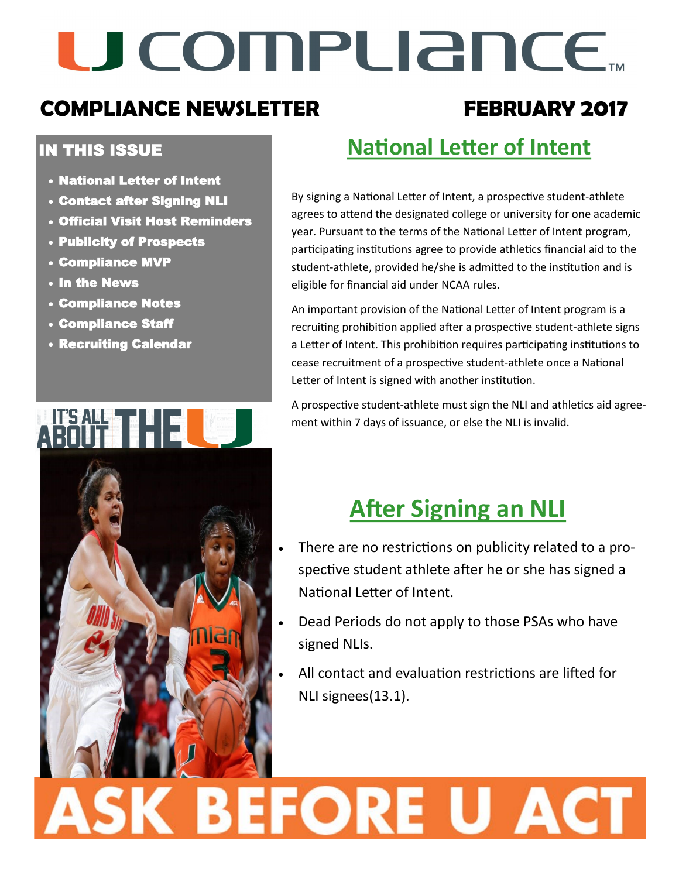# U COMPLIANCE™

## COMPLIANCE NEWSLETTER — FEBRUARY 2017

### IN THIS ISSUE

- National Letter of Intent
- Contact after Signing NLI
- Official Visit Host Reminders
- Publicity of Prospects
- Compliance MVP
- In the News
- Compliance Notes
- Compliance Staff
- Recruiting Calendar

IT'S ALL ABOUT THE U

## National Letter of Intent

By signing a National Letter of Intent, a prospective student-athlete agrees to attend the designated college or university for one academic year. Pursuant to the terms of the National Letter of Intent program, participating institutions agree to provide athletics financial aid to the student-athlete, provided he/she is admitted to the institution and is eligible for financial aid under NCAA rules.

An important provision of the National Letter of Intent program is a recruiting prohibition applied after a prospective student-athlete signs a Letter of Intent. This prohibition requires participating institutions to cease recruitment of a prospective student-athlete once a National Letter of Intent is signed with another institution.

A prospective student-athlete must sign the NLI and athletics aid agreement within 7 days of issuance, or else the NLI is invalid.

## After Signing an NLI

- There are no restrictions on publicity related to a prospective student athlete after he or she has signed a National Letter of Intent.
- Dead Periods do not apply to those PSAs who have signed NLIs.
- All contact and evaluation restrictions are lifted for NLI signees(13.1).

# ASK BEFORE U ACT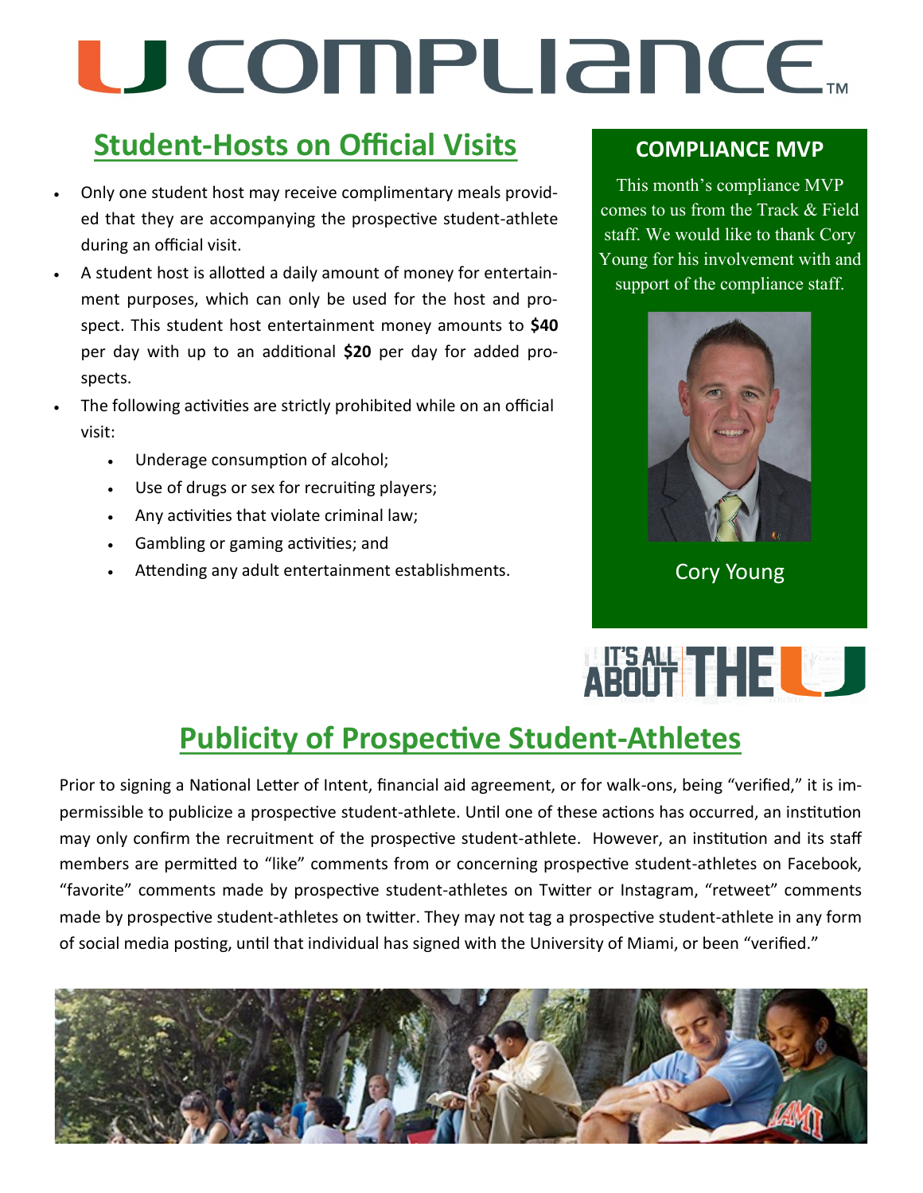# U COMPLIANCE™

## Student-Hosts on Official Visits

- Only one student host may receive complimentary meals provided that they are accompanying the prospective student-athlete during an official visit.
- A student host is allotted a daily amount of money for entertainment purposes, which can only be used for the host and prospect. This student host entertainment money amounts to **$40** per day with up to an additional **$20** per day for added prospects.
- The following activities are strictly prohibited while on an official visit:
  - Underage consumption of alcohol;
  - Use of drugs or sex for recruiting players;
  - Any activities that violate criminal law;
  - Gambling or gaming activities; and
  - Attending any adult entertainment establishments.

### COMPLIANCE MVP

This month's compliance MVP comes to us from the Track & Field staff. We would like to thank Cory Young for his involvement with and support of the compliance staff.

Cory Young

IT'S ALL ABOUT THE U

## Publicity of Prospective Student-Athletes

Prior to signing a National Letter of Intent, financial aid agreement, or for walk-ons, being "verified," it is impermissible to publicize a prospective student-athlete. Until one of these actions has occurred, an institution may only confirm the recruitment of the prospective student-athlete. However, an institution and its staff members are permitted to "like" comments from or concerning prospective student-athletes on Facebook, "favorite" comments made by prospective student-athletes on Twitter or Instagram, "retweet" comments made by prospective student-athletes on twitter. They may not tag a prospective student-athlete in any form of social media posting, until that individual has signed with the University of Miami, or been "verified."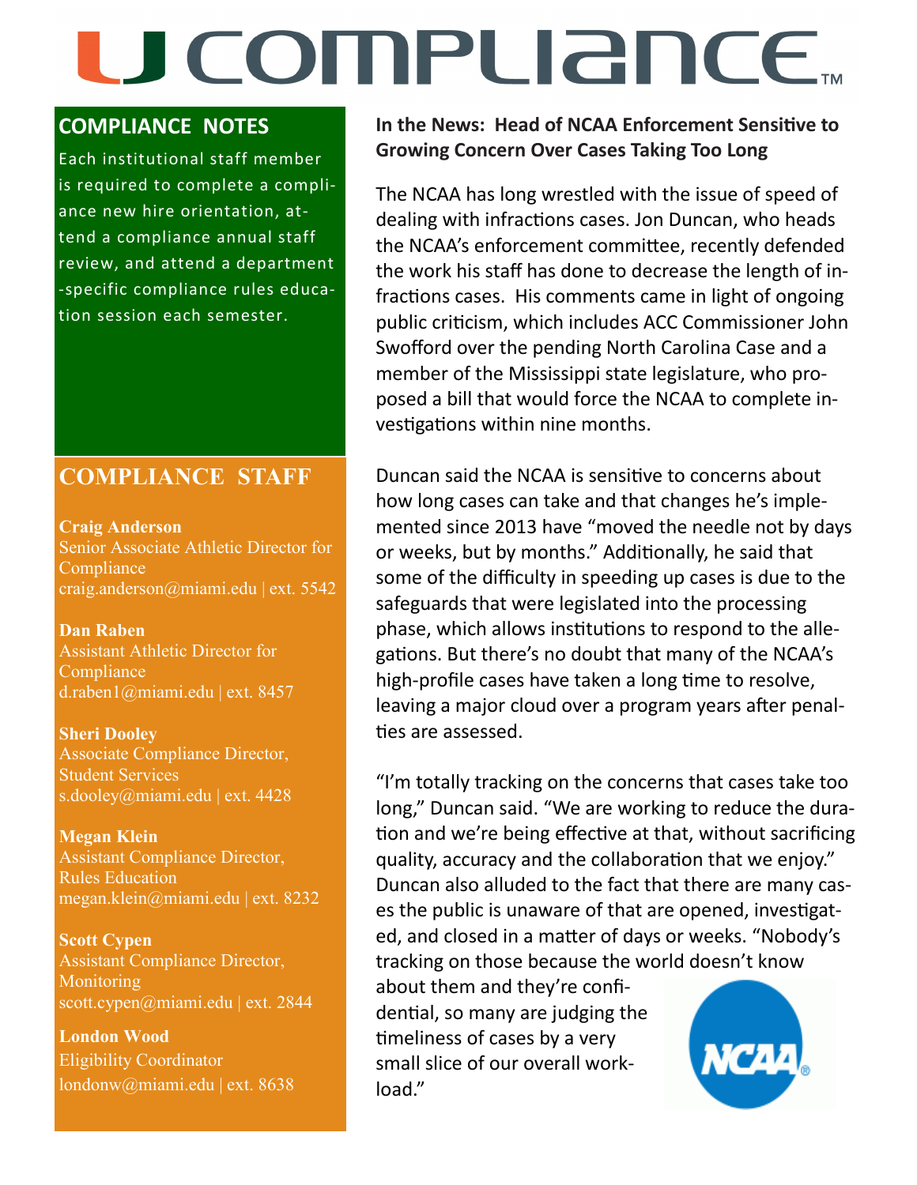# U COMPLIANCE™

## COMPLIANCE NOTES

Each institutional staff member is required to complete a compliance new hire orientation, attend a compliance annual staff review, and attend a department-specific compliance rules education session each semester.

## COMPLIANCE STAFF

**Craig Anderson**
Senior Associate Athletic Director for Compliance
craig.anderson@miami.edu | ext. 5542

**Dan Raben**
Assistant Athletic Director for Compliance
d.raben1@miami.edu | ext. 8457

**Sheri Dooley**
Associate Compliance Director, Student Services
s.dooley@miami.edu | ext. 4428

**Megan Klein**
Assistant Compliance Director, Rules Education
megan.klein@miami.edu | ext. 8232

**Scott Cypen**
Assistant Compliance Director, Monitoring
scott.cypen@miami.edu | ext. 2844

**London Wood**
Eligibility Coordinator
londonw@miami.edu | ext. 8638

## In the News: Head of NCAA Enforcement Sensitive to Growing Concern Over Cases Taking Too Long

The NCAA has long wrestled with the issue of speed of dealing with infractions cases. Jon Duncan, who heads the NCAA's enforcement committee, recently defended the work his staff has done to decrease the length of infractions cases. His comments came in light of ongoing public criticism, which includes ACC Commissioner John Swofford over the pending North Carolina Case and a member of the Mississippi state legislature, who proposed a bill that would force the NCAA to complete investigations within nine months.

Duncan said the NCAA is sensitive to concerns about how long cases can take and that changes he's implemented since 2013 have "moved the needle not by days or weeks, but by months." Additionally, he said that some of the difficulty in speeding up cases is due to the safeguards that were legislated into the processing phase, which allows institutions to respond to the allegations. But there's no doubt that many of the NCAA's high-profile cases have taken a long time to resolve, leaving a major cloud over a program years after penalties are assessed.

"I'm totally tracking on the concerns that cases take too long," Duncan said. "We are working to reduce the duration and we're being effective at that, without sacrificing quality, accuracy and the collaboration that we enjoy." Duncan also alluded to the fact that there are many cases the public is unaware of that are opened, investigated, and closed in a matter of days or weeks. "Nobody's tracking on those because the world doesn't know about them and they're confidential, so many are judging the timeliness of cases by a very small slice of our overall workload."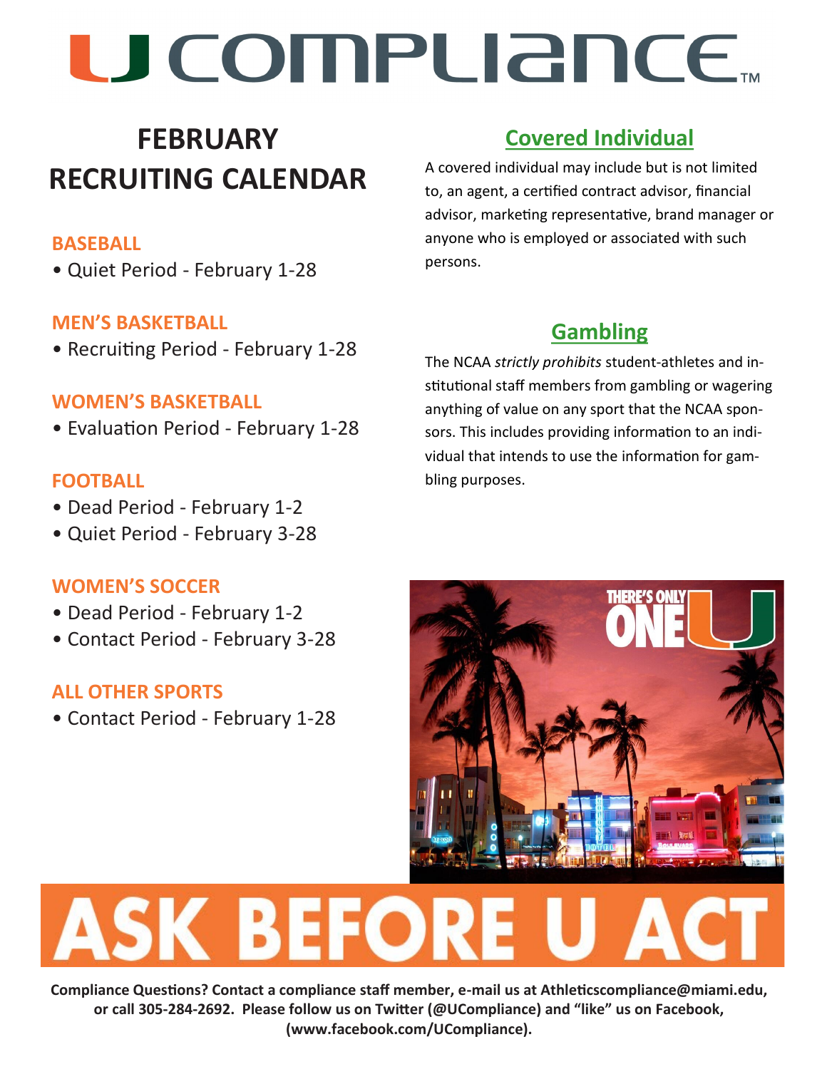# U COMPLIANCE™

## FEBRUARY RECRUITING CALENDAR

### BASEBALL

- Quiet Period - February 1-28

### MEN'S BASKETBALL

- Recruiting Period - February 1-28

### WOMEN'S BASKETBALL

- Evaluation Period - February 1-28

### FOOTBALL

- Dead Period - February 1-2
- Quiet Period - February 3-28

### WOMEN'S SOCCER

- Dead Period - February 1-2
- Contact Period - February 3-28

### ALL OTHER SPORTS

- Contact Period - February 1-28

## Covered Individual

A covered individual may include but is not limited to, an agent, a certified contract advisor, financial advisor, marketing representative, brand manager or anyone who is employed or associated with such persons.

## Gambling

The NCAA *strictly prohibits* student-athletes and institutional staff members from gambling or wagering anything of value on any sport that the NCAA sponsors. This includes providing information to an individual that intends to use the information for gambling purposes.

THERE'S ONLY ONE U

# ASK BEFORE U ACT

**Compliance Questions? Contact a compliance staff member, e-mail us at Athleticscompliance@miami.edu, or call 305-284-2692. Please follow us on Twitter (@UCompliance) and "like" us on Facebook, (www.facebook.com/UCompliance).**